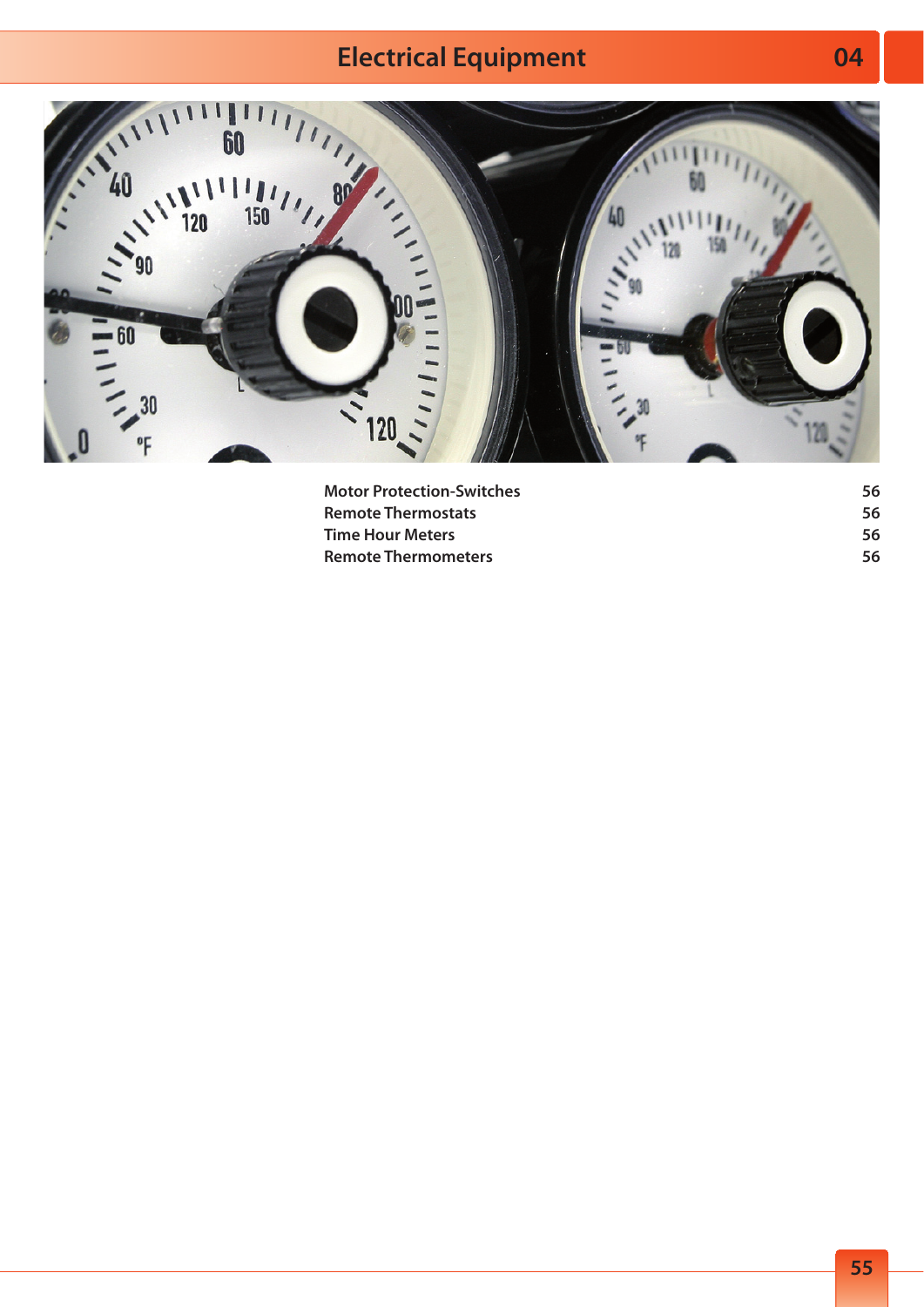# Electrical Equipment

04

| | |
|---|---|
| **Motor Protection-Switches** | **56** |
| **Remote Thermostats** | **56** |
| **Time Hour Meters** | **56** |
| **Remote Thermometers** | **56** |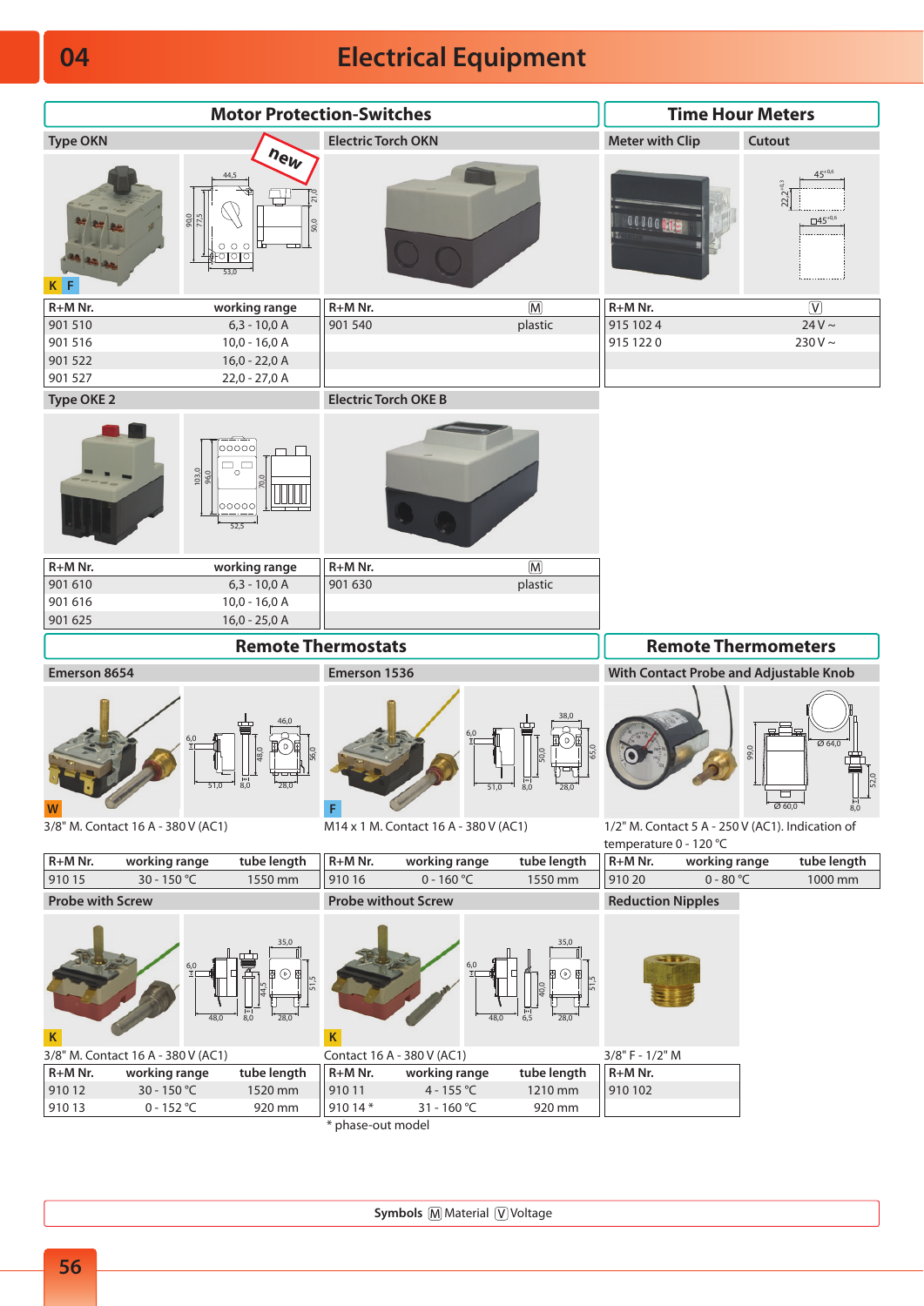# Electrical Equipment

## Motor Protection-Switches

### Type OKN

new

K F

| R+M Nr. | working range |
|---|---|
| 901 510 | 6,3 - 10,0 A |
| 901 516 | 10,0 - 16,0 A |
| 901 522 | 16,0 - 22,0 A |
| 901 527 | 22,0 - 27,0 A |

### Electric Torch OKN

| R+M Nr. | M |
|---|---|
| 901 540 | plastic |

### Type OKE 2

| R+M Nr. | working range |
|---|---|
| 901 610 | 6,3 - 10,0 A |
| 901 616 | 10,0 - 16,0 A |
| 901 625 | 16,0 - 25,0 A |

### Electric Torch OKE B

| R+M Nr. | M |
|---|---|
| 901 630 | plastic |

## Time Hour Meters

### Meter with Clip

### Cutout

| R+M Nr. | V |
|---|---|
| 915 102 4 | 24 V ~ |
| 915 122 0 | 230 V ~ |

## Remote Thermostats

### Emerson 8654

W

3/8" M. Contact 16 A - 380 V (AC1)

| R+M Nr. | working range | tube length |
|---|---|---|
| 910 15 | 30 - 150 °C | 1550 mm |

### Emerson 1536

F

M14 x 1 M. Contact 16 A - 380 V (AC1)

| R+M Nr. | working range | tube length |
|---|---|---|
| 910 16 | 0 - 160 °C | 1550 mm |

### Probe with Screw

K

3/8" M. Contact 16 A - 380 V (AC1)

| R+M Nr. | working range | tube length |
|---|---|---|
| 910 12 | 30 - 150 °C | 1520 mm |
| 910 13 | 0 - 152 °C | 920 mm |

### Probe without Screw

K

Contact 16 A - 380 V (AC1)

| R+M Nr. | working range | tube length |
|---|---|---|
| 910 11 | 4 - 155 °C | 1210 mm |
| 910 14 * | 31 - 160 °C | 920 mm |

* phase-out model

## Remote Thermometers

### With Contact Probe and Adjustable Knob

1/2" M. Contact 5 A - 250 V (AC1). Indication of temperature 0 - 120 °C

| R+M Nr. | working range | tube length |
|---|---|---|
| 910 20 | 0 - 80 °C | 1000 mm |

### Reduction Nipples

3/8" F - 1/2" M

| R+M Nr. |
|---|
| 910 102 |

**Symbols** M Material V Voltage